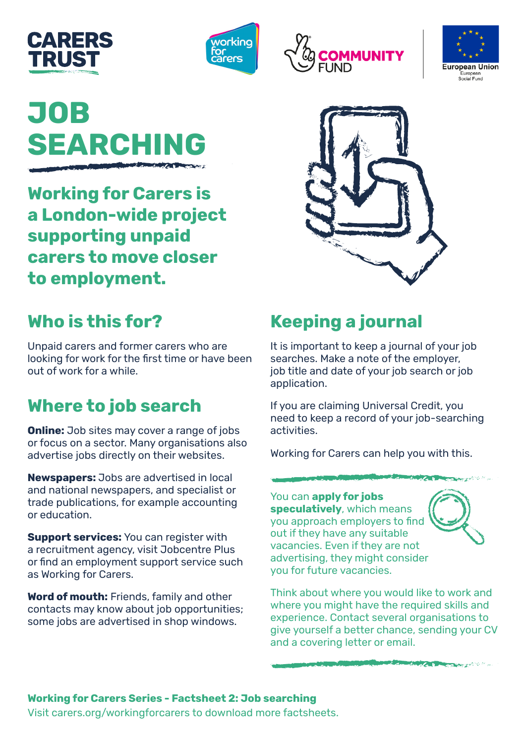# JOB SEARCHING

**Working for Carers is a London-wide project supporting unpaid carers to move closer to employment.**

## Who is this for?

Unpaid carers and former carers who are looking for work for the first time or have been out of work for a while.

## Where to job search

**Online:** Job sites may cover a range of jobs or focus on a sector. Many organisations also advertise jobs directly on their websites.

**Newspapers:** Jobs are advertised in local and national newspapers, and specialist or trade publications, for example accounting or education.

**Support services:** You can register with a recruitment agency, visit Jobcentre Plus or find an employment support service such as Working for Carers.

**Word of mouth:** Friends, family and other contacts may know about job opportunities; some jobs are advertised in shop windows.

## Keeping a journal

It is important to keep a journal of your job searches. Make a note of the employer, job title and date of your job search or job application.

If you are claiming Universal Credit, you need to keep a record of your job-searching activities.

Working for Carers can help you with this.

You can **apply for jobs speculatively**, which means you approach employers to find out if they have any suitable vacancies. Even if they are not advertising, they might consider you for future vacancies.

Think about where you would like to work and where you might have the required skills and experience. Contact several organisations to give yourself a better chance, sending your CV and a covering letter or email.

**Working for Carers Series - Factsheet 2: Job searching**

Visit carers.org/workingforcarers to download more factsheets.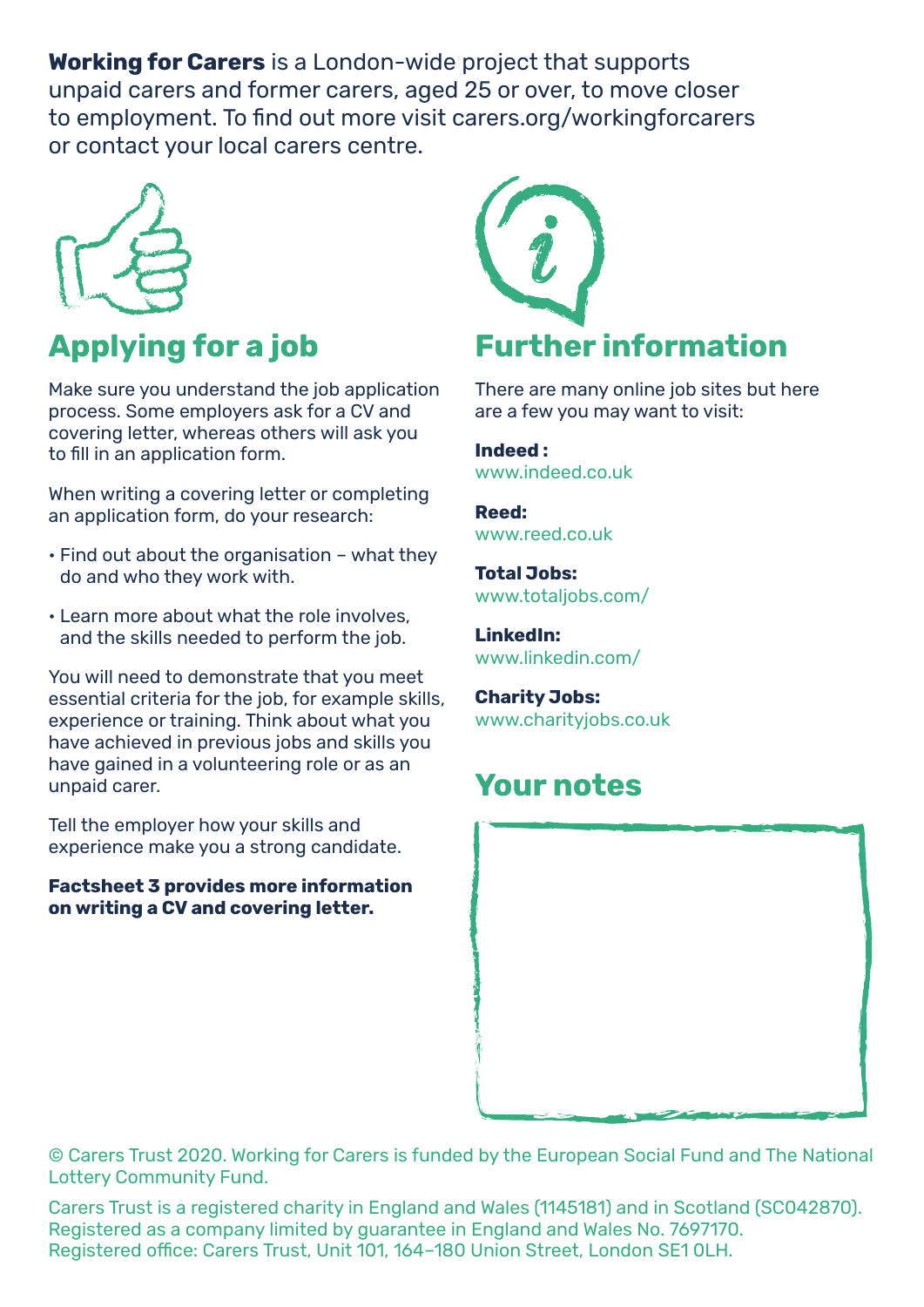**Working for Carers** is a London-wide project that supports unpaid carers and former carers, aged 25 or over, to move closer to employment. To find out more visit carers.org/workingforcarers or contact your local carers centre.

## Applying for a job

Make sure you understand the job application process. Some employers ask for a CV and covering letter, whereas others will ask you to fill in an application form.

When writing a covering letter or completing an application form, do your research:

- Find out about the organisation – what they do and who they work with.
- Learn more about what the role involves, and the skills needed to perform the job.

You will need to demonstrate that you meet essential criteria for the job, for example skills, experience or training. Think about what you have achieved in previous jobs and skills you have gained in a volunteering role or as an unpaid carer.

Tell the employer how your skills and experience make you a strong candidate.

**Factsheet 3 provides more information on writing a CV and covering letter.**

## Further information

There are many online job sites but here are a few you may want to visit:

**Indeed :**
www.indeed.co.uk

**Reed:**
www.reed.co.uk

**Total Jobs:**
www.totaljobs.com/

**LinkedIn:**
www.linkedin.com/

**Charity Jobs:**
www.charityjobs.co.uk

## Your notes

© Carers Trust 2020. Working for Carers is funded by the European Social Fund and The National Lottery Community Fund.

Carers Trust is a registered charity in England and Wales (1145181) and in Scotland (SC042870). Registered as a company limited by guarantee in England and Wales No. 7697170. Registered office: Carers Trust, Unit 101, 164–180 Union Street, London SE1 0LH.